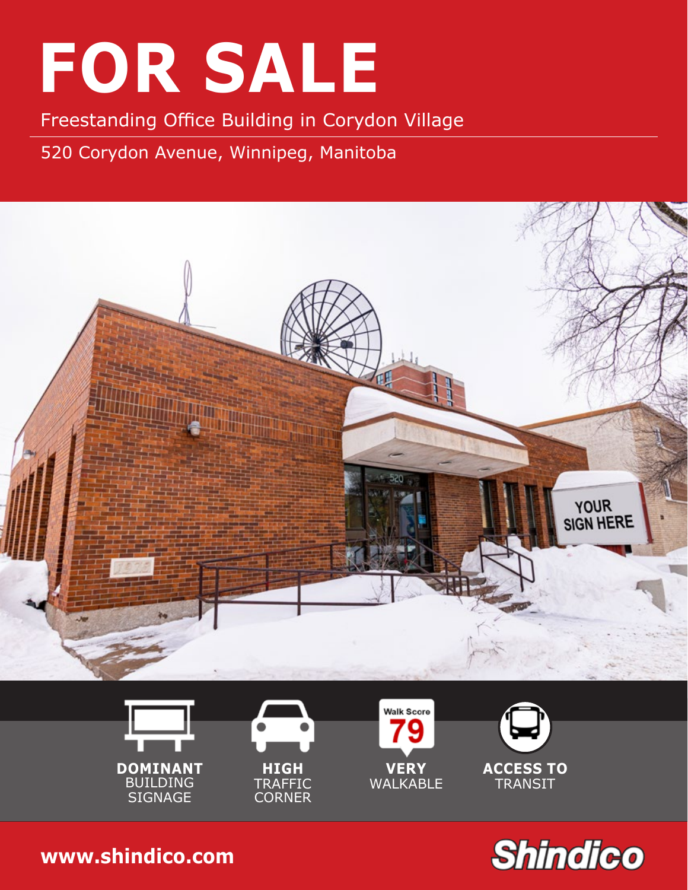# FOR SALE

Freestanding Office Building in Corydon Village

520 Corydon Avenue, Winnipeg, Manitoba

**DOMINANT** BUILDING SIGNAGE

**HIGH** TRAFFIC CORNER

**VERY** WALKABLE

**ACCESS TO** TRANSIT

**www.shindico.com**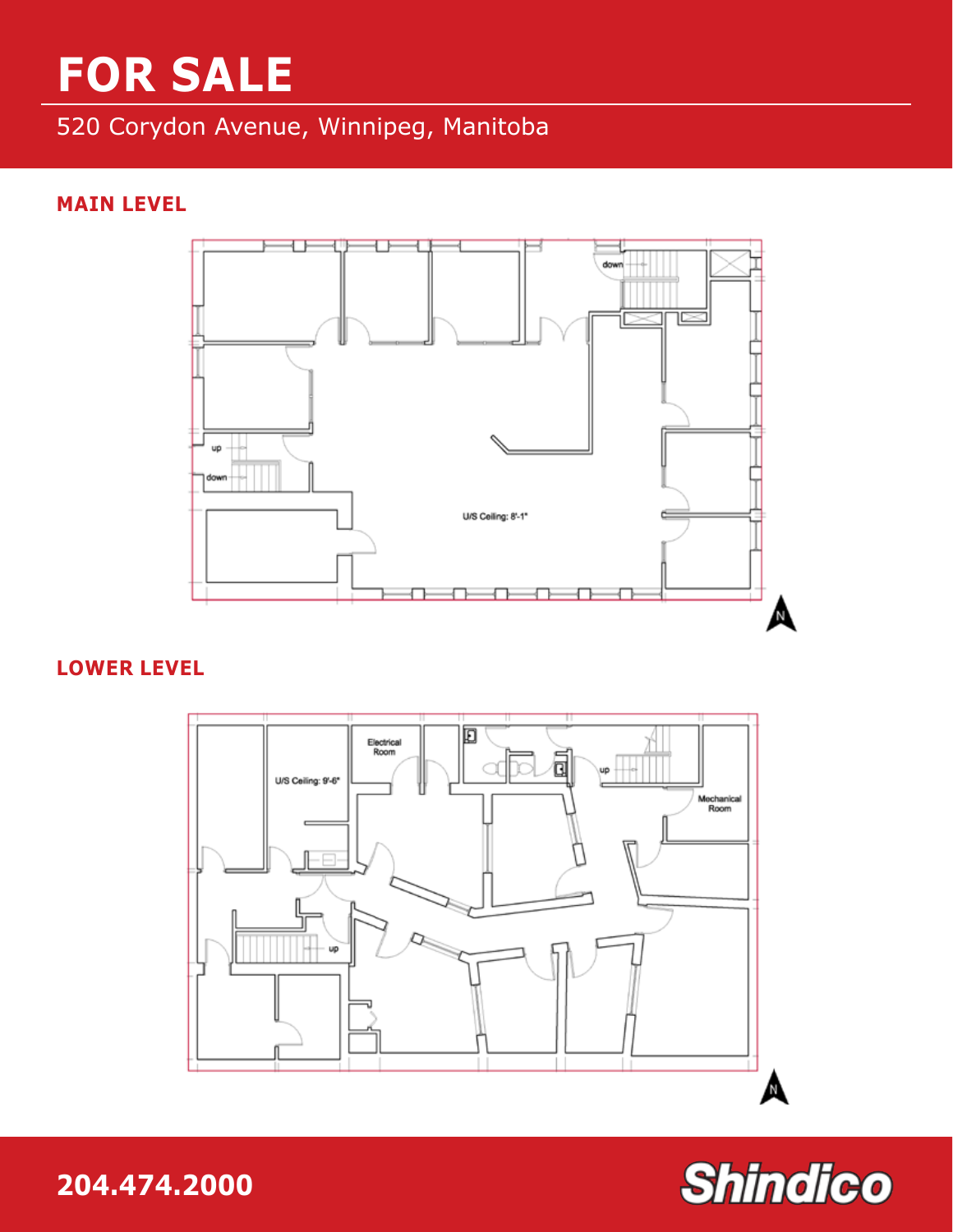# FOR SALE

520 Corydon Avenue, Winnipeg, Manitoba

## MAIN LEVEL

down

up

down

U/S Ceiling: 8'-1"

## LOWER LEVEL

Electrical Room

U/S Ceiling: 9'-6"

up

Mechanical Room

up

204.474.2000

Shindico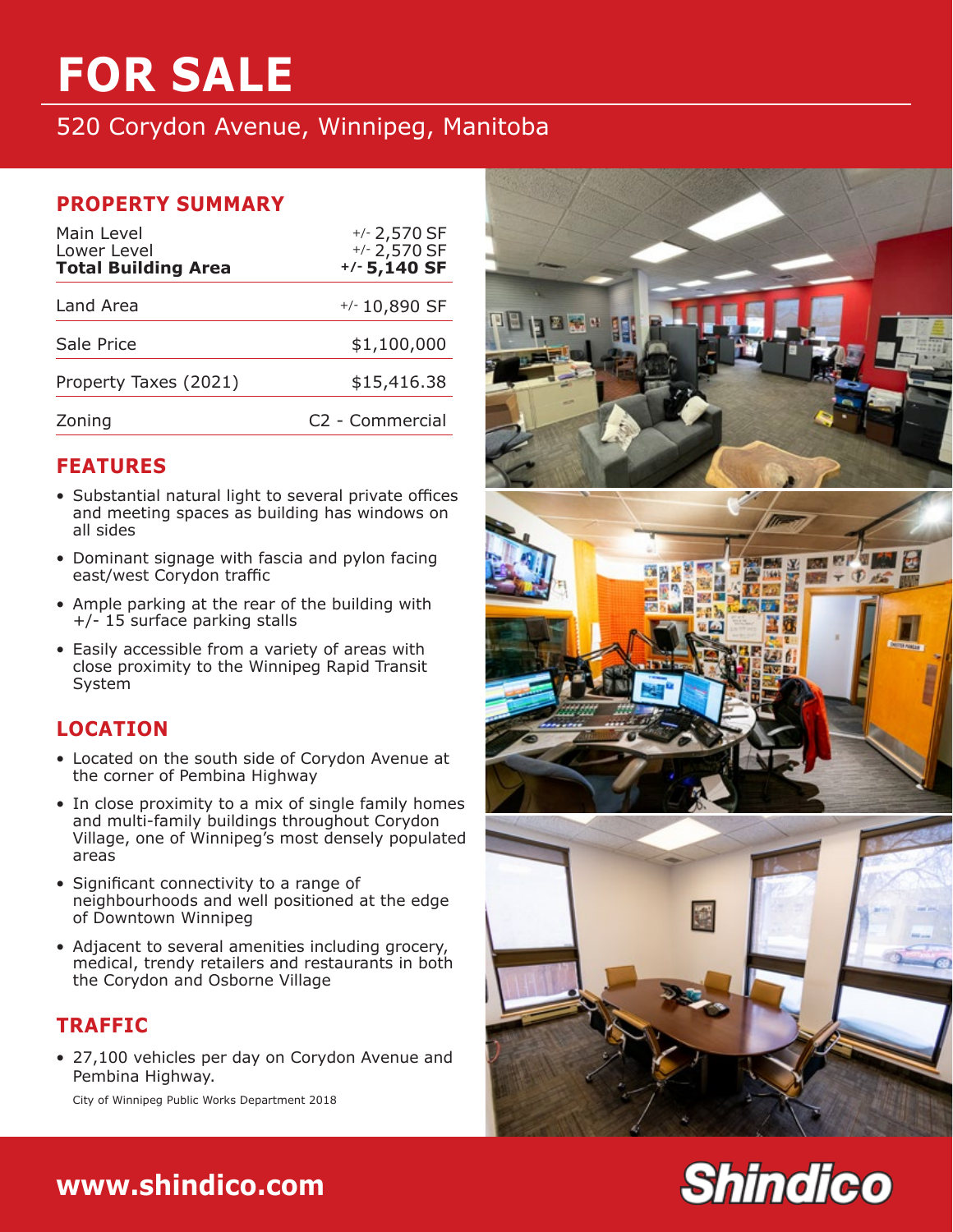# FOR SALE

## 520 Corydon Avenue, Winnipeg, Manitoba

### PROPERTY SUMMARY

| | |
|---|---|
| Main Level | +/- 2,570 SF |
| Lower Level | +/- 2,570 SF |
| **Total Building Area** | **+/- 5,140 SF** |
| Land Area | +/- 10,890 SF |
| Sale Price | $1,100,000 |
| Property Taxes (2021) | $15,416.38 |
| Zoning | C2 - Commercial |

### FEATURES

- Substantial natural light to several private offices and meeting spaces as building has windows on all sides
- Dominant signage with fascia and pylon facing east/west Corydon traffic
- Ample parking at the rear of the building with +/- 15 surface parking stalls
- Easily accessible from a variety of areas with close proximity to the Winnipeg Rapid Transit System

### LOCATION

- Located on the south side of Corydon Avenue at the corner of Pembina Highway
- In close proximity to a mix of single family homes and multi-family buildings throughout Corydon Village, one of Winnipeg's most densely populated areas
- Significant connectivity to a range of neighbourhoods and well positioned at the edge of Downtown Winnipeg
- Adjacent to several amenities including grocery, medical, trendy retailers and restaurants in both the Corydon and Osborne Village

### TRAFFIC

- 27,100 vehicles per day on Corydon Avenue and Pembina Highway.

City of Winnipeg Public Works Department 2018

**www.shindico.com**

Shindico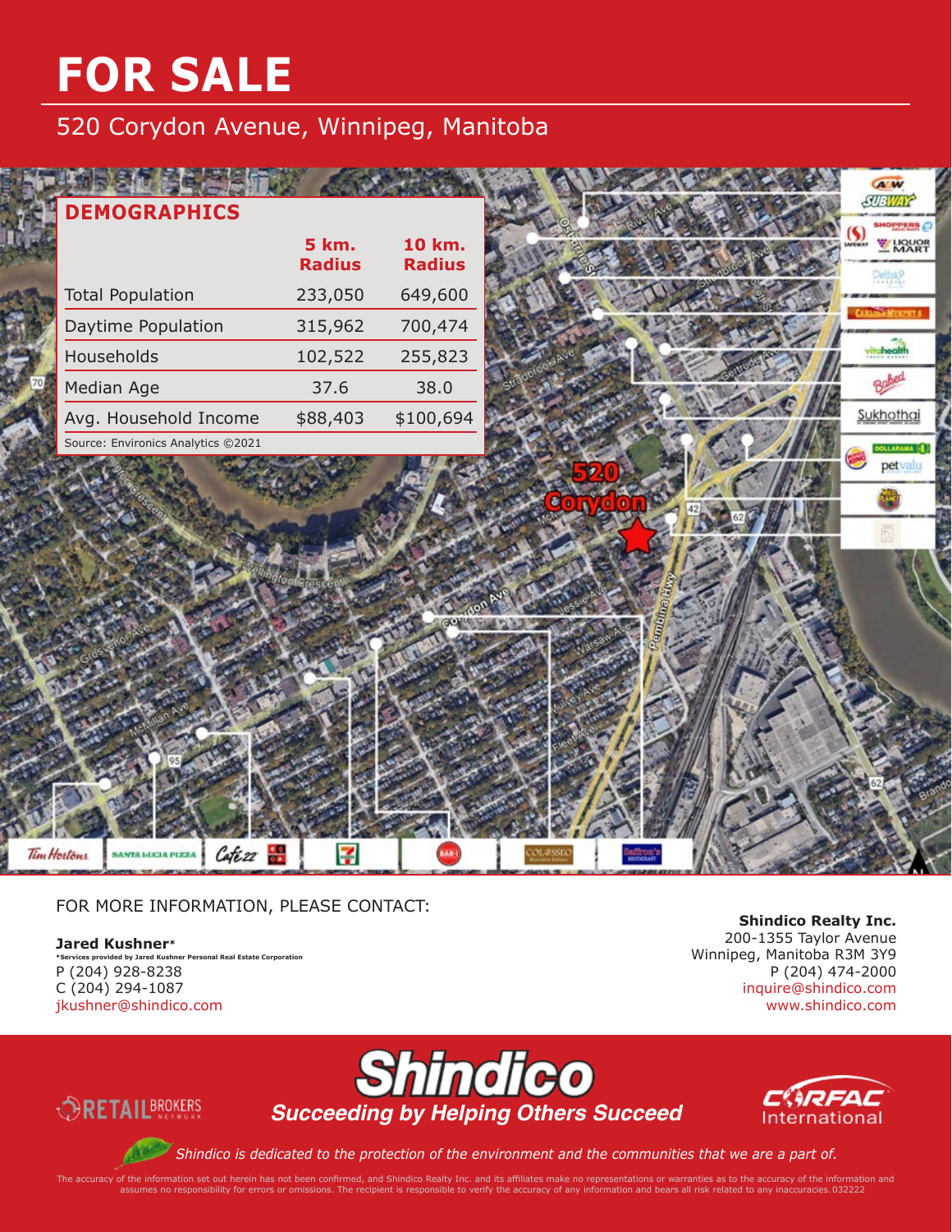# FOR SALE

## 520 Corydon Avenue, Winnipeg, Manitoba

### DEMOGRAPHICS

| | 5 km. Radius | 10 km. Radius |
|---|---|---|
| Total Population | 233,050 | 649,600 |
| Daytime Population | 315,962 | 700,474 |
| Households | 102,522 | 255,823 |
| Median Age | 37.6 | 38.0 |
| Avg. Household Income | $88,403 | $100,694 |

Source: Environics Analytics ©2021

520 Corydon

FOR MORE INFORMATION, PLEASE CONTACT:

**Jared Kushner***
*Services provided by Jared Kushner Personal Real Estate Corporation
P (204) 928-8238
C (204) 294-1087
jkushner@shindico.com

**Shindico Realty Inc.**
200-1355 Taylor Avenue
Winnipeg, Manitoba R3M 3Y9
P (204) 474-2000
inquire@shindico.com
www.shindico.com

RETAIL BROKERS NETWORK

**Shindico**
*Succeeding by Helping Others Succeed*

CORFAC International

*Shindico is dedicated to the protection of the environment and the communities that we are a part of.*

The accuracy of the information set out herein has not been confirmed, and Shindico Realty Inc. and its affiliates make no representations or warranties as to the accuracy of the information and assumes no responsibility for errors or omissions. The recipient is responsible to verify the accuracy of any information and bears all risk related to any inaccuracies. 032222